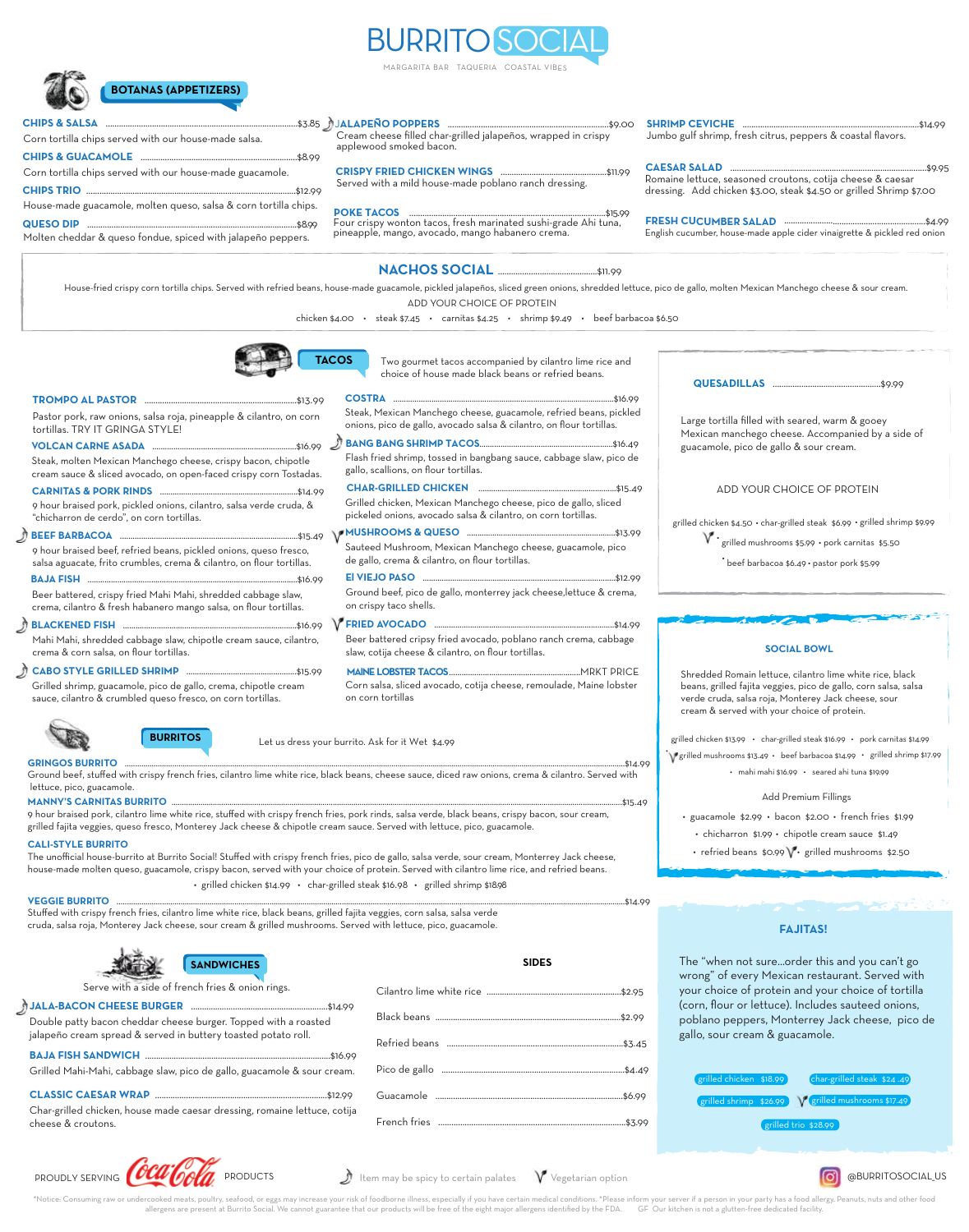# BURRITO SOCIAL

MARGARITA BAR TAQUERIA COASTAL VIBES

## BOTANAS (APPETIZERS)

**CHIPS & SALSA** ............ $3.85
Corn tortilla chips served with our house-made salsa.

**CHIPS & GUACAMOLE** ............ $8.99
Corn tortilla chips served with our house-made guacamole.

**CHIPS TRIO** ............ $12.99
House-made guacamole, molten queso, salsa & corn tortilla chips.

**QUESO DIP** ............ $8.99
Molten cheddar & queso fondue, spiced with jalapeño peppers.

**JALAPEÑO POPPERS** ............ $9.00
Cream cheese filled char-grilled jalapeños, wrapped in crispy applewood smoked bacon.

**CRISPY FRIED CHICKEN WINGS** ............ $11.99
Served with a mild house-made poblano ranch dressing.

**POKE TACOS** ............ $15.99
Four crispy wonton tacos, fresh marinated sushi-grade Ahi tuna, pineapple, mango, avocado, mango habanero crema.

**SHRIMP CEVICHE** ............ $14.99
Jumbo gulf shrimp, fresh citrus, peppers & coastal flavors.

**CAESAR SALAD** ............ $9.95
Romaine lettuce, seasoned croutons, cotija cheese & caesar dressing. Add chicken $3.00, steak $4.50 or grilled Shrimp $7.00

**FRESH CUCUMBER SALAD** ............ $4.99
English cucumber, house-made apple cider vinaigrette & pickled red onion

## NACHOS SOCIAL ............ $11.99

House-fried crispy corn tortilla chips. Served with refried beans, house-made guacamole, pickled jalapeños, sliced green onions, shredded lettuce, pico de gallo, molten Mexican Manchego cheese & sour cream.

ADD YOUR CHOICE OF PROTEIN

chicken $4.00 • steak $7.45 • carnitas $4.25 • shrimp $9.49 • beef barbacoa $6.50

## TACOS

Two gourmet tacos accompanied by cilantro lime rice and choice of house made black beans or refried beans.

**TROMPO AL PASTOR** ............ $13.99
Pastor pork, raw onions, salsa roja, pineapple & cilantro, on corn tortillas. TRY IT GRINGA STYLE!

**VOLCAN CARNE ASADA** ............ $16.99
Steak, molten Mexican Manchego cheese, crispy bacon, chipotle cream sauce & sliced avocado, on open-faced crispy corn Tostadas.

**CARNITAS & PORK RINDS** ............ $14.99
9 hour braised pork, pickled onions, cilantro, salsa verde cruda, & "chicharron de cerdo", on corn tortillas.

**BEEF BARBACOA** (spicy) ............ $15.49
9 hour braised beef, refried beans, pickled onions, queso fresco, salsa aguacate, frito crumbles, crema & cilantro, on flour tortillas.

**BAJA FISH** ............ $16.99
Beer battered, crispy fried Mahi Mahi, shredded cabbage slaw, crema, cilantro & fresh habanero mango salsa, on flour tortillas.

**BLACKENED FISH** (spicy) ............ $16.99
Mahi Mahi, shredded cabbage slaw, chipotle cream sauce, cilantro, crema & corn salsa, on flour tortillas.

**CABO STYLE GRILLED SHRIMP** (spicy) ............ $15.99
Grilled shrimp, guacamole, pico de gallo, crema, chipotle cream sauce, cilantro & crumbled queso fresco, on corn tortillas.

**COSTRA** ............ $16.99
Steak, Mexican Manchego cheese, guacamole, refried beans, pickled onions, pico de gallo, avocado salsa & cilantro, on flour tortillas.

**BANG BANG SHRIMP TACOS** (spicy) ............ $16.49
Flash fried shrimp, tossed in bangbang sauce, cabbage slaw, pico de gallo, scallions, on flour tortillas.

**CHAR-GRILLED CHICKEN** ............ $15.49
Grilled chicken, Mexican Manchego cheese, pico de gallo, sliced pickeled onions, avocado salsa & cilantro, on corn tortillas.

**MUSHROOMS & QUESO** (vegetarian) ............ $13.99
Sauteed Mushroom, Mexican Manchego cheese, guacamole, pico de gallo, crema & cilantro, on flour tortillas.

**El VIEJO PASO** ............ $12.99
Ground beef, pico de gallo, monterrey jack cheese,lettuce & crema, on crispy taco shells.

**FRIED AVOCADO** (vegetarian) ............ $14.99
Beer battered crispy fried avocado, poblano ranch crema, cabbage slaw, cotija cheese & cilantro, on flour tortillas.

**MAINE LOBSTER TACOS** ............ MRKT PRICE
Corn salsa, sliced avocado, cotija cheese, remoulade, Maine lobster on corn tortillas

## QUESADILLAS ............ $9.99

Large tortilla filled with seared, warm & gooey Mexican manchego cheese. Accompanied by a side of guacamole, pico de gallo & sour cream.

ADD YOUR CHOICE OF PROTEIN

grilled chicken $4.50 • char-grilled steak $6.99 • grilled shrimp $9.99 • grilled mushrooms $5.99 (vegetarian) • pork carnitas $5.50 • beef barbacoa $6.49 • pastor pork $5.99

## SOCIAL BOWL

Shredded Romain lettuce, cilantro lime white rice, black beans, grilled fajita veggies, pico de gallo, corn salsa, salsa verde cruda, salsa roja, Monterey Jack cheese, sour cream & served with your choice of protein.

grilled chicken $13.99 • char-grilled steak $16.99 • pork carnitas $14.99 • grilled mushrooms $13.49 (vegetarian) • beef barbacoa $14.99 • grilled shrimp $17.99 • mahi mahi $16.99 • seared ahi tuna $19.99

Add Premium Fillings

• guacamole $2.99 • bacon $2.00 • french fries $1.99 • chicharron $1.99 • chipotle cream sauce $1.49 • refried beans $0.99 • grilled mushrooms $2.50 (vegetarian)

## BURRITOS

Let us dress your burrito. Ask for it Wet $4.99

**GRINGOS BURRITO** ............ $14.99
Ground beef, stuffed with crispy french fries, cilantro lime white rice, black beans, cheese sauce, diced raw onions, crema & cilantro. Served with lettuce, pico, guacamole.

**MANNY'S CARNITAS BURRITO** ............ $15.49
9 hour braised pork, cilantro lime white rice, stuffed with crispy french fries, pork rinds, salsa verde, black beans, crispy bacon, sour cream, grilled fajita veggies, queso fresco, Monterey Jack cheese & chipotle cream sauce. Served with lettuce, pico, guacamole.

**CALI-STYLE BURRITO**
The unofficial house-burrito at Burrito Social! Stuffed with crispy french fries, pico de gallo, salsa verde, sour cream, Monterey Jack cheese, house-made molten queso, guacamole, crispy bacon, served with your choice of protein. Served with cilantro lime rice, and refried beans.

• grilled chicken $14.99 • char-grilled steak $16.98 • grilled shrimp $18.98

**VEGGIE BURRITO** ............ $14.99
Stuffed with crispy french fries, cilantro lime white rice, black beans, grilled fajita veggies, corn salsa, salsa verde cruda, salsa roja, Monterey Jack cheese, sour cream & grilled mushrooms. Served with lettuce, pico, guacamole.

## SANDWICHES

Serve with a side of french fries & onion rings.

**JALA-BACON CHEESE BURGER** (spicy) ............ $14.99
Double patty bacon cheddar cheese burger. Topped with a roasted jalapeño cream spread & served in buttery toasted potato roll.

**BAJA FISH SANDWICH** ............ $16.99
Grilled Mahi-Mahi, cabbage slaw, pico de gallo, guacamole & sour cream.

**CLASSIC CAESAR WRAP** ............ $12.99
Char-grilled chicken, house made caesar dressing, romaine lettuce, cotija cheese & croutons.

## SIDES

| Item | Price |
|---|---|
| Cilantro lime white rice | $2.95 |
| Black beans | $2.99 |
| Refried beans | $3.45 |
| Pico de gallo | $4.49 |
| Guacamole | $6.99 |
| French fries | $3.99 |

## FAJITAS!

The "when not sure...order this and you can't go wrong" of every Mexican restaurant. Served with your choice of protein and your choice of tortilla (corn, flour or lettuce). Includes sauteed onions, poblano peppers, Monterey Jack cheese, pico de gallo, sour cream & guacamole.

grilled chicken $18.99 • char-grilled steak $24.49 • grilled shrimp $26.99 • grilled mushrooms $17.49 (vegetarian) • grilled trio $28.99

PROUDLY SERVING Coca-Cola PRODUCTS

(spicy) Item may be spicy to certain palates (vegetarian) Vegetarian option

@BURRITOSOCIAL_US

*Notice: Consuming raw or undercooked meats, poultry, seafood, or eggs may increase your risk of foodborne illness, especially if you have certain medical conditions. *Please inform your server if a person in your party has a food allergy. Peanuts, nuts and other food allergens are present at Burrito Social. We cannot guarantee that our products will be free of the eight major allergens identified by the FDA. GF Our kitchen is not a gluten-free dedicated facility.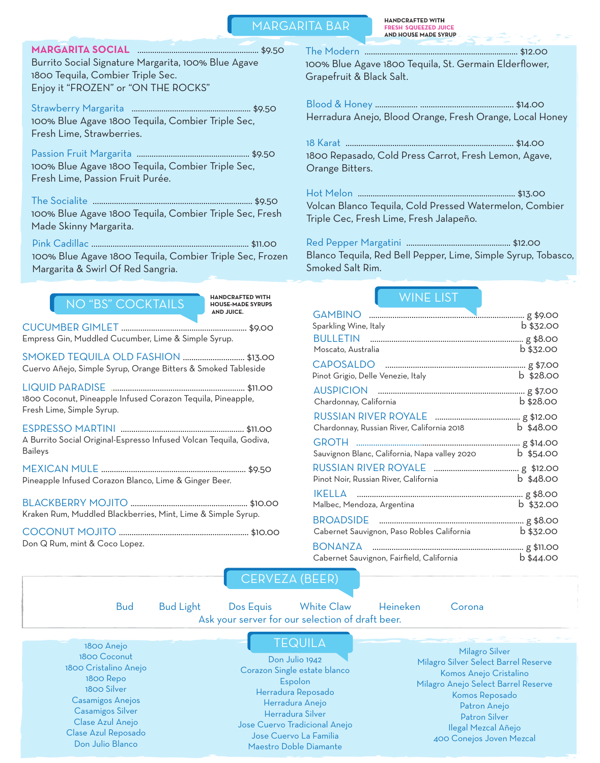## MARGARITA BAR

HANDCRAFTED WITH FRESH SQUEEZED JUICE AND HOUSE MADE SYRUP

**MARGARITA SOCIAL** ........ $9.50
Burrito Social Signature Margarita, 100% Blue Agave 1800 Tequila, Combier Triple Sec.
Enjoy it "FROZEN" or "ON THE ROCKS"

**Strawberry Margarita** ........ $9.50
100% Blue Agave 1800 Tequila, Combier Triple Sec, Fresh Lime, Strawberries.

**Passion Fruit Margarita** ........ $9.50
100% Blue Agave 1800 Tequila, Combier Triple Sec, Fresh Lime, Passion Fruit Purée.

**The Socialite** ........ $9.50
100% Blue Agave 1800 Tequila, Combier Triple Sec, Fresh Made Skinny Margarita.

**Pink Cadillac** ........ $11.00
100% Blue Agave 1800 Tequila, Combier Triple Sec, Frozen Margarita & Swirl Of Red Sangria.

**The Modern** ........ $12.00
100% Blue Agave 1800 Tequila, St. Germain Elderflower, Grapefruit & Black Salt.

**Blood & Honey** ........ $14.00
Herradura Anejo, Blood Orange, Fresh Orange, Local Honey

**18 Karat** ........ $14.00
1800 Repasado, Cold Press Carrot, Fresh Lemon, Agave, Orange Bitters.

**Hot Melon** ........ $13.00
Volcan Blanco Tequila, Cold Pressed Watermelon, Combier Triple Cec, Fresh Lime, Fresh Jalapeño.

**Red Pepper Margatini** ........ $12.00
Blanco Tequila, Red Bell Pepper, Lime, Simple Syrup, Tobasco, Smoked Salt Rim.

## NO "BS" COCKTAILS

HANDCRAFTED WITH HOUSE-MADE SYRUPS AND JUICE.

**CUCUMBER GIMLET** ........ $9.00
Empress Gin, Muddled Cucumber, Lime & Simple Syrup.

**SMOKED TEQUILA OLD FASHION** ........ $13.00
Cuervo Añejo, Simple Syrup, Orange Bitters & Smoked Tableside

**LIQUID PARADISE** ........ $11.00
1800 Coconut, Pineapple Infused Corazon Tequila, Pineapple, Fresh Lime, Simple Syrup.

**ESPRESSO MARTINI** ........ $11.00
A Burrito Social Original-Espresso Infused Volcan Tequila, Godiva, Baileys

**MEXICAN MULE** ........ $9.50
Pineapple Infused Corazon Blanco, Lime & Ginger Beer.

**BLACKBERRY MOJITO** ........ $10.00
Kraken Rum, Muddled Blackberries, Mint, Lime & Simple Syrup.

**COCONUT MOJITO** ........ $10.00
Don Q Rum, mint & Coco Lopez.

## WINE LIST

| Wine | Glass / Bottle |
|---|---|
| **GAMBINO** – Sparkling Wine, Italy | g $9.00 / b $32.00 |
| **BULLETIN** – Moscato, Australia | g $8.00 / b $32.00 |
| **CAPOSALDO** – Pinot Grigio, Delle Venezie, Italy | g $7.00 / b $28.00 |
| **AUSPICION** – Chardonnay, California | g $7.00 / b $28.00 |
| **RUSSIAN RIVER ROYALE** – Chardonnay, Russian River, California 2018 | g $12.00 / b $48.00 |
| **GROTH** – Sauvignon Blanc, California, Napa valley 2020 | g $14.00 / b $54.00 |
| **RUSSIAN RIVER ROYALE** – Pinot Noir, Russian River, California | g $12.00 / b $48.00 |
| **IKELLA** – Malbec, Mendoza, Argentina | g $8.00 / b $32.00 |
| **BROADSIDE** – Cabernet Sauvignon, Paso Robles California | g $8.00 / b $32.00 |
| **BONANZA** – Cabernet Sauvignon, Fairfield, California | g $11.00 / b $44.00 |

## CERVEZA (BEER)

Bud · Bud Light · Dos Equis · White Claw · Heineken · Corona

Ask your server for our selection of draft beer.

## TEQUILA

1800 Anejo
1800 Coconut
1800 Cristalino Anejo
1800 Repo
1800 Silver
Casamigos Anejos
Casamigos Silver
Clase Azul Anejo
Clase Azul Reposado
Don Julio Blanco
Don Julio 1942
Corazon Single estate blanco
Espolon
Herradura Reposado
Herradura Anejo
Herradura Silver
Jose Cuervo Tradicional Anejo
Jose Cuervo La Familia
Maestro Doble Diamante
Milagro Silver
Milagro Silver Select Barrel Reserve
Komos Anejo Cristalino
Milagro Anejo Select Barrel Reserve
Komos Reposado
Patron Anejo
Patron Silver
Ilegal Mezcal Añejo
400 Conejos Joven Mezcal